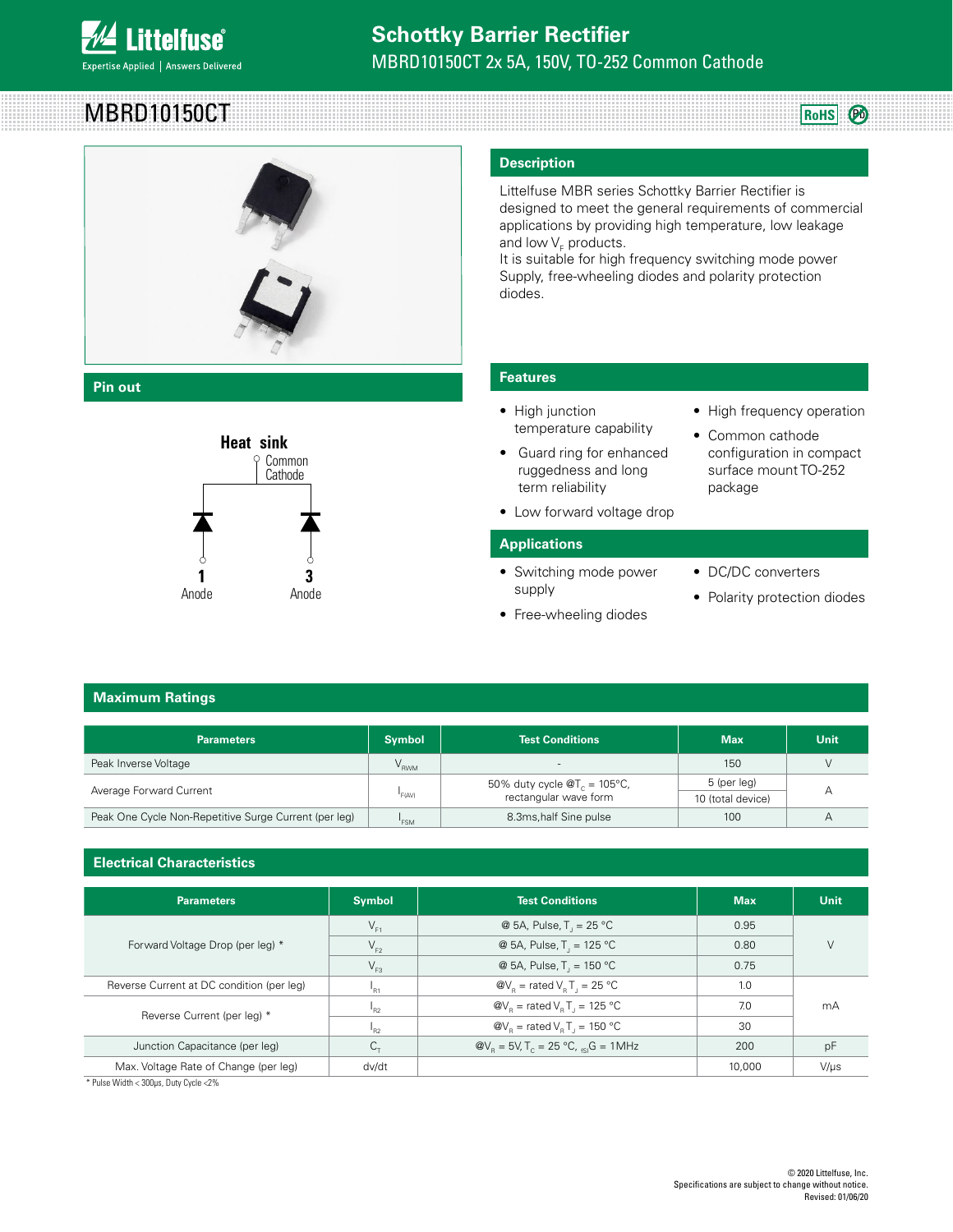# Schottky Barrier Rectifier

MBRD10150CT 2x 5A, 150V, TO-252 Common Cathode

## MBRD10150CT

### Pin out

Heat sink
Common Cathode

1 Anode    3 Anode

### Description

Littelfuse MBR series Schottky Barrier Rectifier is designed to meet the general requirements of commercial applications by providing high temperature, low leakage and low $V_F$ products.
It is suitable for high frequency switching mode power Supply, free-wheeling diodes and polarity protection diodes.

### Features

- High junction temperature capability
- Guard ring for enhanced ruggedness and long term reliability
- Low forward voltage drop
- High frequency operation
- Common cathode configuration in compact surface mount TO-252 package

### Applications

- Switching mode power supply
- Free-wheeling diodes
- DC/DC converters
- Polarity protection diodes

### Maximum Ratings

| Parameters | Symbol | Test Conditions | Max | Unit |
|---|---|---|---|---|
| Peak Inverse Voltage | $V_{RWM}$ | - | 150 | V |
| Average Forward Current | $I_{F(AV)}$ | 50% duty cycle @$T_C$ = 105°C, rectangular wave form | 5 (per leg) | A |
| | | | 10 (total device) | |
| Peak One Cycle Non-Repetitive Surge Current (per leg) | $I_{FSM}$ | 8.3ms,half Sine pulse | 100 | A |

### Electrical Characteristics

| Parameters | Symbol | Test Conditions | Max | Unit |
|---|---|---|---|---|
| Forward Voltage Drop (per leg) * | $V_{F1}$ | @ 5A, Pulse, $T_J$ = 25 °C | 0.95 | V |
| | $V_{F2}$ | @ 5A, Pulse, $T_J$ = 125 °C | 0.80 | |
| | $V_{F3}$ | @ 5A, Pulse, $T_J$ = 150 °C | 0.75 | |
| Reverse Current at DC condition (per leg) | $I_{R1}$ | @$V_R$ = rated $V_R$ $T_J$ = 25 °C | 1.0 | mA |
| Reverse Current (per leg) * | $I_{R2}$ | @$V_R$ = rated $V_R$ $T_J$ = 125 °C | 7.0 | |
| | $I_{R2}$ | @$V_R$ = rated $V_R$ $T_J$ = 150 °C | 30 | |
| Junction Capacitance (per leg) | $C_T$ | @$V_R$ = 5V, $T_C$ = 25 °C, $f_{SIG}$ = 1MHz | 200 | pF |
| Max. Voltage Rate of Change (per leg) | dv/dt | | 10,000 | V/µs |

* Pulse Width < 300µs, Duty Cycle <2%

© 2020 Littelfuse, Inc.
Specifications are subject to change without notice.
Revised: 01/06/20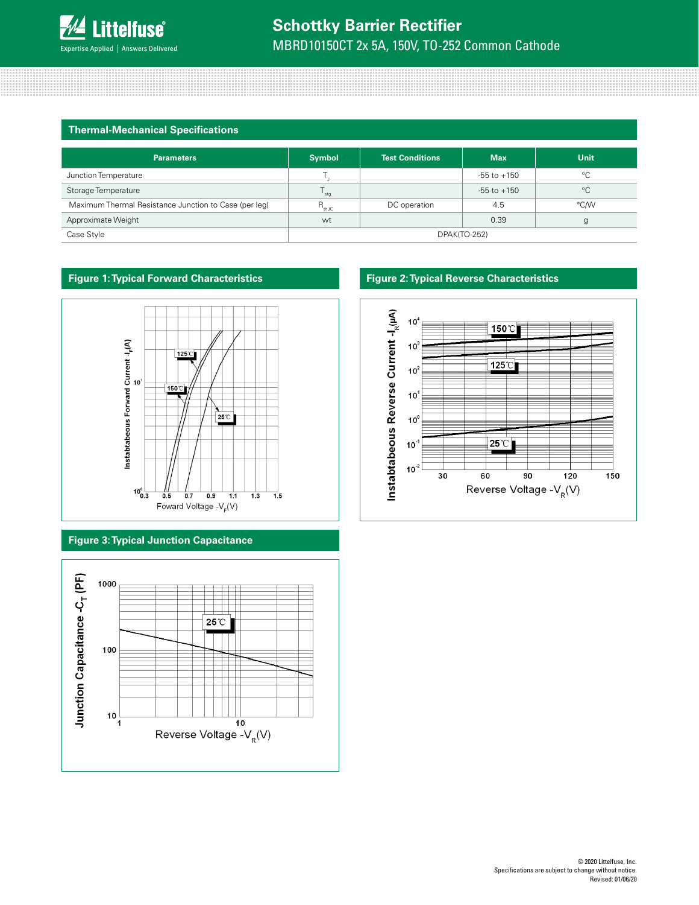## Thermal-Mechanical Specifications

| Parameters | Symbol | Test Conditions | Max | Unit |
|---|---|---|---|---|
| Junction Temperature | $T_J$ | | -55 to +150 | °C |
| Storage Temperature | $T_{stg}$ | | -55 to +150 | °C |
| Maximum Thermal Resistance Junction to Case (per leg) | $R_{thJC}$ | DC operation | 4.5 | °C/W |
| Approximate Weight | wt | | 0.39 | g |
| Case Style | DPAK(TO-252) | | | |

## Figure 1: Typical Forward Characteristics

Instabtabeous Forward Current $-I_F$(A)

Foward Voltage $-V_F$(V)

## Figure 2: Typical Reverse Characteristics

Instabtabeous Reverse Current $-I_R$(μA)

Reverse Voltage $-V_R$(V)

## Figure 3: Typical Junction Capacitance

Junction Capacitance $-C_T$ (PF)

Reverse Voltage $-V_R$(V)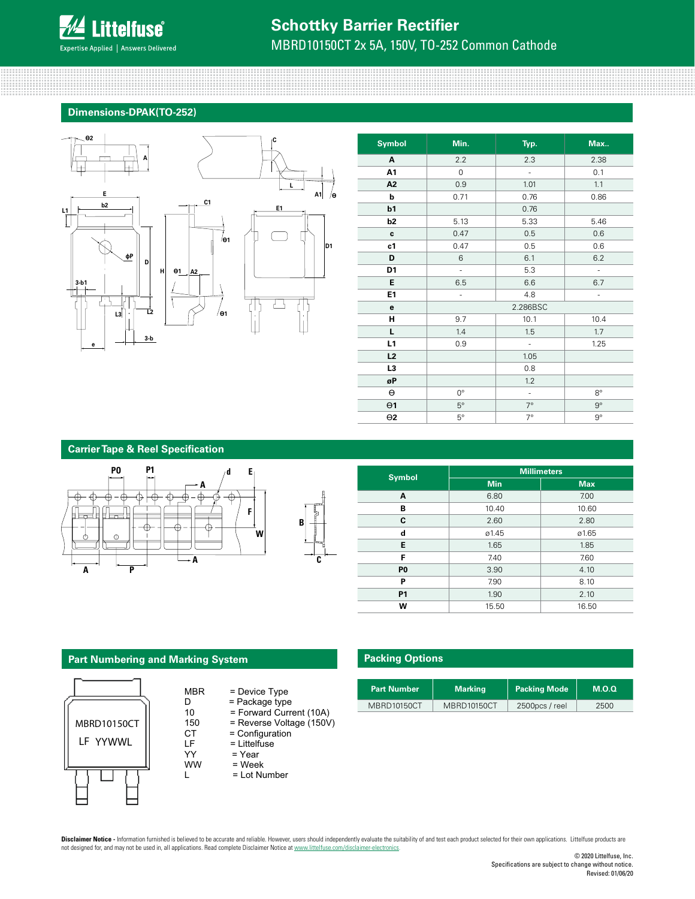# Schottky Barrier Rectifier

MBRD10150CT 2x 5A, 150V, TO-252 Common Cathode

## Dimensions-DPAK(TO-252)

| Symbol | Min. | Typ. | Max.. |
|---|---|---|---|
| A | 2.2 | 2.3 | 2.38 |
| A1 | 0 | - | 0.1 |
| A2 | 0.9 | 1.01 | 1.1 |
| b | 0.71 | 0.76 | 0.86 |
| b1 | | 0.76 | |
| b2 | 5.13 | 5.33 | 5.46 |
| c | 0.47 | 0.5 | 0.6 |
| c1 | 0.47 | 0.5 | 0.6 |
| D | 6 | 6.1 | 6.2 |
| D1 | - | 5.3 | - |
| E | 6.5 | 6.6 | 6.7 |
| E1 | - | 4.8 | - |
| e | | 2.286BSC | |
| H | 9.7 | 10.1 | 10.4 |
| L | 1.4 | 1.5 | 1.7 |
| L1 | 0.9 | - | 1.25 |
| L2 | | 1.05 | |
| L3 | | 0.8 | |
| øP | | 1.2 | |
| ϴ | 0° | - | 8° |
| ϴ1 | 5° | 7° | 9° |
| ϴ2 | 5° | 7° | 9° |

## Carrier Tape & Reel Specification

| Symbol | Millimeters | |
|---|---|---|
| | Min | Max |
| A | 6.80 | 7.00 |
| B | 10.40 | 10.60 |
| C | 2.60 | 2.80 |
| d | ø1.45 | ø1.65 |
| E | 1.65 | 1.85 |
| F | 7.40 | 7.60 |
| P0 | 3.90 | 4.10 |
| P | 7.90 | 8.10 |
| P1 | 1.90 | 2.10 |
| W | 15.50 | 16.50 |

## Part Numbering and Marking System

MBRD10150CT
LF YYWWL

- MBR = Device Type
- D = Package type
- 10 = Forward Current (10A)
- 150 = Reverse Voltage (150V)
- CT = Configuration
- LF = Littelfuse
- YY = Year
- WW = Week
- L = Lot Number

## Packing Options

| Part Number | Marking | Packing Mode | M.O.Q |
|---|---|---|---|
| MBRD10150CT | MBRD10150CT | 2500pcs / reel | 2500 |

**Disclaimer Notice** - Information furnished is believed to be accurate and reliable. However, users should independently evaluate the suitability of and test each product selected for their own applications. Littelfuse products are not designed for, and may not be used in, all applications. Read complete Disclaimer Notice at www.littelfuse.com/disclaimer-electronics.

© 2020 Littelfuse, Inc.
Specifications are subject to change without notice.
Revised: 01/06/20